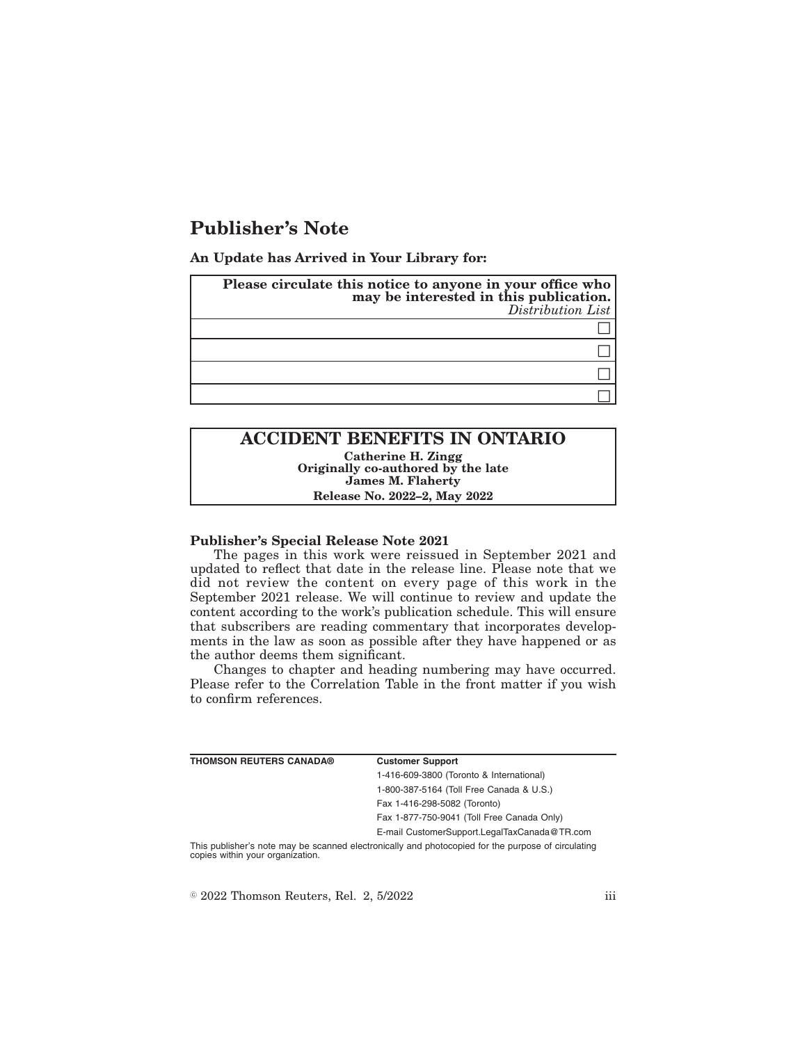# Publisher's Note

**An Update has Arrived in Your Library for:**

| **Please circulate this notice to anyone in your office who may be interested in this publication.** *Distribution List* |
|---|
| ☐ |
| ☐ |
| ☐ |
| ☐ |

## ACCIDENT BENEFITS IN ONTARIO

**Catherine H. Zingg**
**Originally co-authored by the late**
**James M. Flaherty**
**Release No. 2022–2, May 2022**

**Publisher's Special Release Note 2021**

The pages in this work were reissued in September 2021 and updated to reflect that date in the release line. Please note that we did not review the content on every page of this work in the September 2021 release. We will continue to review and update the content according to the work's publication schedule. This will ensure that subscribers are reading commentary that incorporates developments in the law as soon as possible after they have happened or as the author deems them significant.

Changes to chapter and heading numbering may have occurred. Please refer to the Correlation Table in the front matter if you wish to confirm references.

| **THOMSON REUTERS CANADA®** | **Customer Support** |
|---|---|
| | 1-416-609-3800 (Toronto & International) |
| | 1-800-387-5164 (Toll Free Canada & U.S.) |
| | Fax 1-416-298-5082 (Toronto) |
| | Fax 1-877-750-9041 (Toll Free Canada Only) |
| | E-mail CustomerSupport.LegalTaxCanada@TR.com |

This publisher's note may be scanned electronically and photocopied for the purpose of circulating copies within your organization.

© 2022 Thomson Reuters, Rel. 2, 5/2022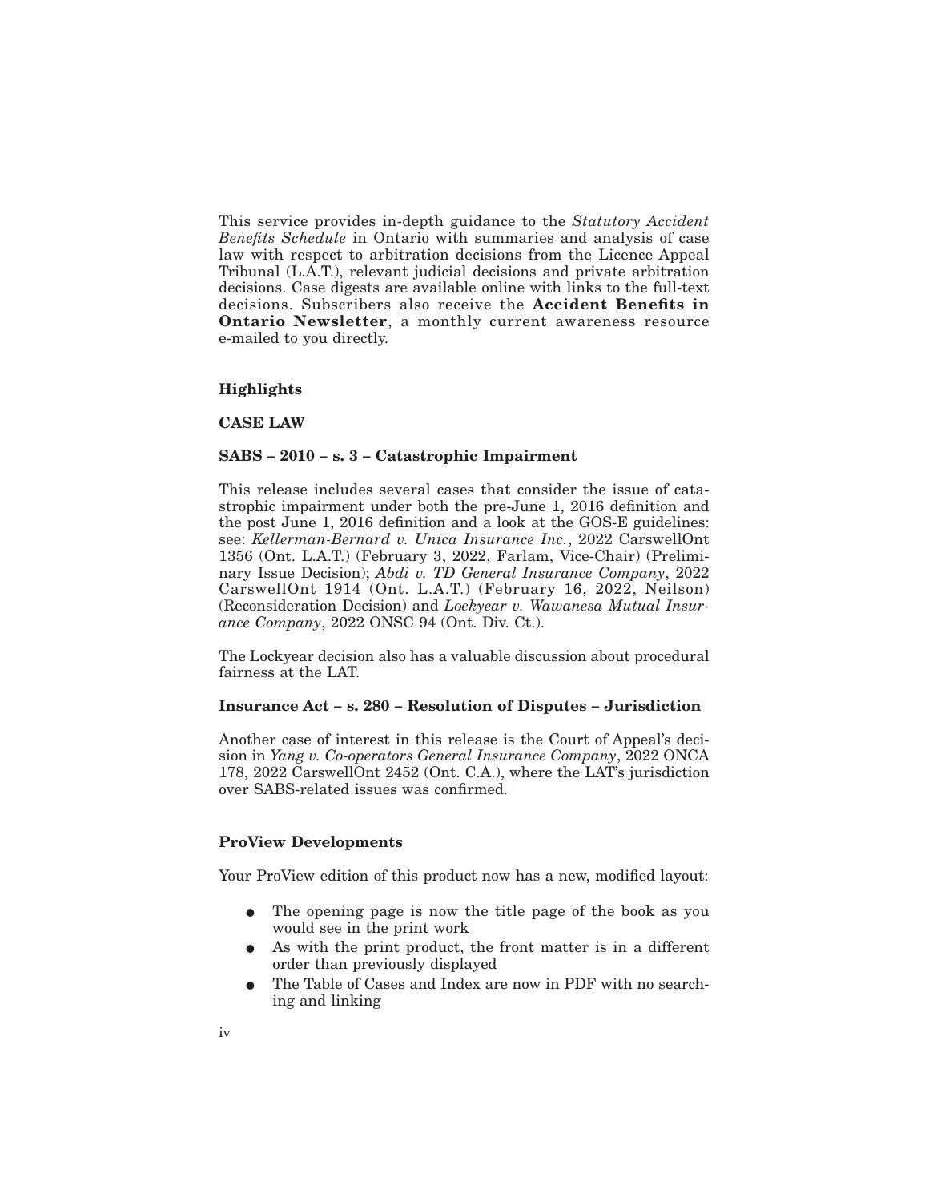This service provides in-depth guidance to the *Statutory Accident Benefits Schedule* in Ontario with summaries and analysis of case law with respect to arbitration decisions from the Licence Appeal Tribunal (L.A.T.), relevant judicial decisions and private arbitration decisions. Case digests are available online with links to the full-text decisions. Subscribers also receive the **Accident Benefits in Ontario Newsletter**, a monthly current awareness resource e-mailed to you directly.

## Highlights

### CASE LAW

### SABS – 2010 – s. 3 – Catastrophic Impairment

This release includes several cases that consider the issue of catastrophic impairment under both the pre-June 1, 2016 definition and the post June 1, 2016 definition and a look at the GOS-E guidelines: see: *Kellerman-Bernard v. Unica Insurance Inc.*, 2022 CarswellOnt 1356 (Ont. L.A.T.) (February 3, 2022, Farlam, Vice-Chair) (Preliminary Issue Decision); *Abdi v. TD General Insurance Company*, 2022 CarswellOnt 1914 (Ont. L.A.T.) (February 16, 2022, Neilson) (Reconsideration Decision) and *Lockyear v. Wawanesa Mutual Insurance Company*, 2022 ONSC 94 (Ont. Div. Ct.).

The Lockyear decision also has a valuable discussion about procedural fairness at the LAT.

### Insurance Act – s. 280 – Resolution of Disputes – Jurisdiction

Another case of interest in this release is the Court of Appeal's decision in *Yang v. Co-operators General Insurance Company*, 2022 ONCA 178, 2022 CarswellOnt 2452 (Ont. C.A.), where the LAT's jurisdiction over SABS-related issues was confirmed.

## ProView Developments

Your ProView edition of this product now has a new, modified layout:

- The opening page is now the title page of the book as you would see in the print work
- As with the print product, the front matter is in a different order than previously displayed
- The Table of Cases and Index are now in PDF with no searching and linking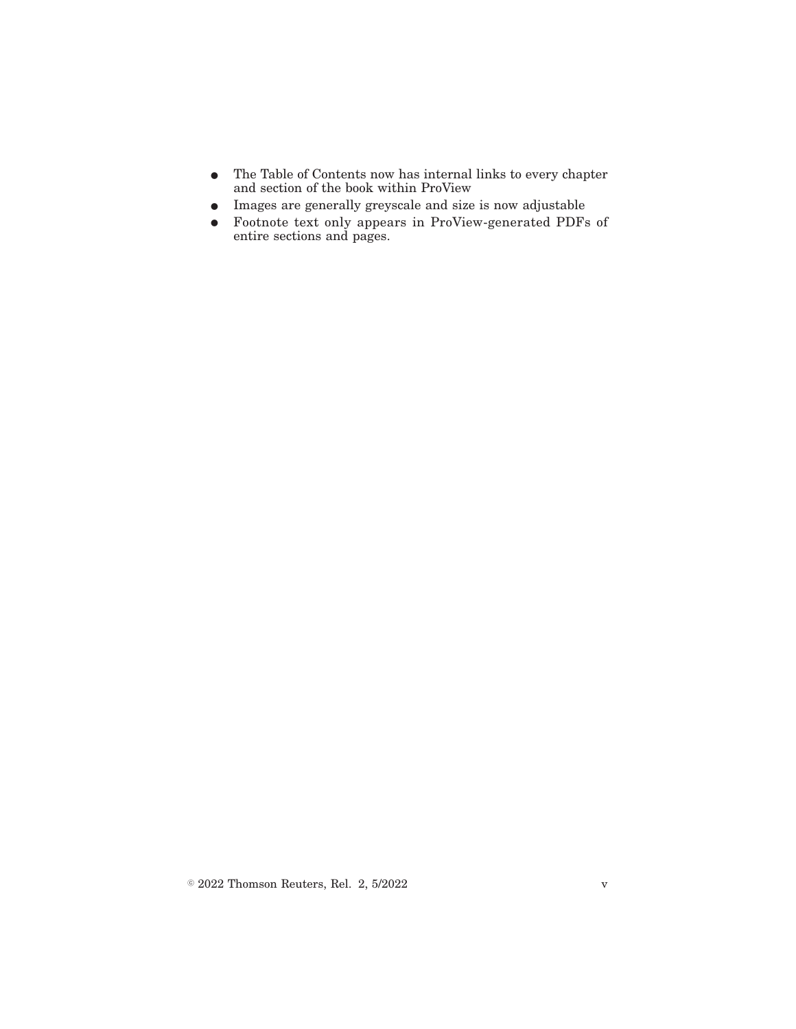- The Table of Contents now has internal links to every chapter and section of the book within ProView
- Images are generally greyscale and size is now adjustable
- Footnote text only appears in ProView-generated PDFs of entire sections and pages.